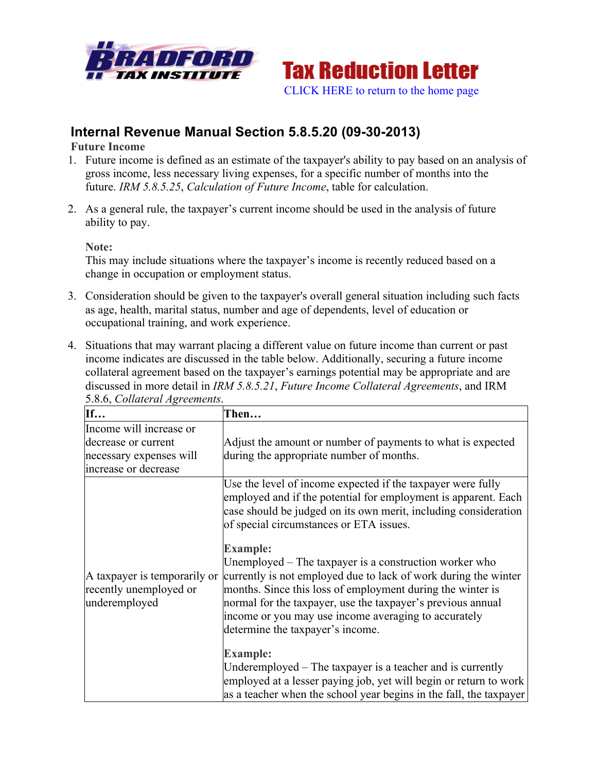Tax Reduction Letter

CLICK HERE to return to the home page

## Internal Revenue Manual Section 5.8.5.20 (09-30-2013)

**Future Income**

1. Future income is defined as an estimate of the taxpayer's ability to pay based on an analysis of gross income, less necessary living expenses, for a specific number of months into the future. *IRM 5.8.5.25*, *Calculation of Future Income*, table for calculation.

2. As a general rule, the taxpayer's current income should be used in the analysis of future ability to pay.

   **Note:**
   This may include situations where the taxpayer's income is recently reduced based on a change in occupation or employment status.

3. Consideration should be given to the taxpayer's overall general situation including such facts as age, health, marital status, number and age of dependents, level of education or occupational training, and work experience.

4. Situations that may warrant placing a different value on future income than current or past income indicates are discussed in the table below. Additionally, securing a future income collateral agreement based on the taxpayer's earnings potential may be appropriate and are discussed in more detail in *IRM 5.8.5.21*, *Future Income Collateral Agreements*, and IRM 5.8.6, *Collateral Agreements*.

| If… | Then… |
| --- | --- |
| Income will increase or decrease or current necessary expenses will increase or decrease | Adjust the amount or number of payments to what is expected during the appropriate number of months. |
| A taxpayer is temporarily or recently unemployed or underemployed | Use the level of income expected if the taxpayer were fully employed and if the potential for employment is apparent. Each case should be judged on its own merit, including consideration of special circumstances or ETA issues.<br><br>**Example:**<br>Unemployed – The taxpayer is a construction worker who currently is not employed due to lack of work during the winter months. Since this loss of employment during the winter is normal for the taxpayer, use the taxpayer's previous annual income or you may use income averaging to accurately determine the taxpayer's income.<br><br>**Example:**<br>Underemployed – The taxpayer is a teacher and is currently employed at a lesser paying job, yet will begin or return to work as a teacher when the school year begins in the fall, the taxpayer |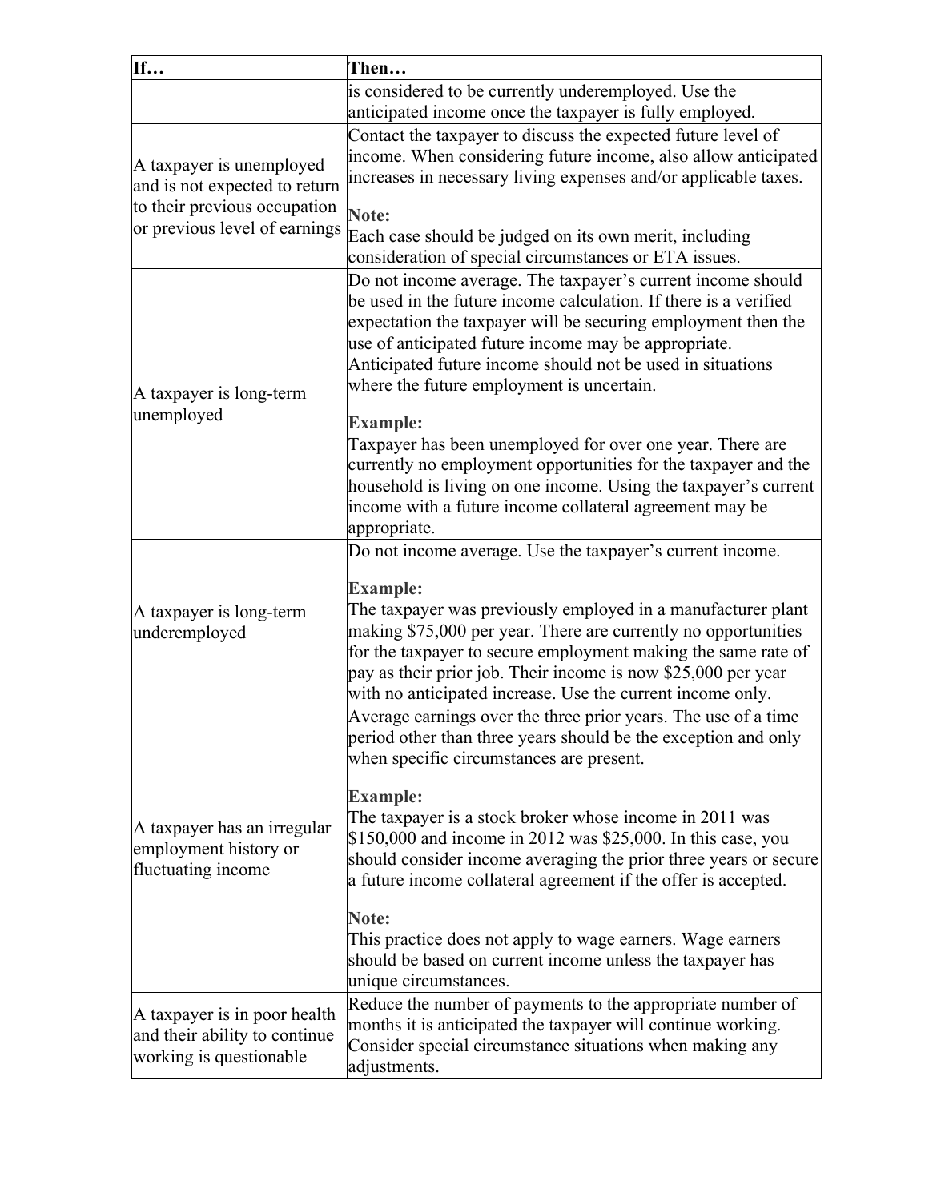| If… | Then… |
|---|---|
| | is considered to be currently underemployed. Use the anticipated income once the taxpayer is fully employed. |
| A taxpayer is unemployed and is not expected to return to their previous occupation or previous level of earnings | Contact the taxpayer to discuss the expected future level of income. When considering future income, also allow anticipated increases in necessary living expenses and/or applicable taxes.<br><br>**Note:**<br>Each case should be judged on its own merit, including consideration of special circumstances or ETA issues. |
| A taxpayer is long-term unemployed | Do not income average. The taxpayer's current income should be used in the future income calculation. If there is a verified expectation the taxpayer will be securing employment then the use of anticipated future income may be appropriate. Anticipated future income should not be used in situations where the future employment is uncertain.<br><br>**Example:**<br>Taxpayer has been unemployed for over one year. There are currently no employment opportunities for the taxpayer and the household is living on one income. Using the taxpayer's current income with a future income collateral agreement may be appropriate. |
| A taxpayer is long-term underemployed | Do not income average. Use the taxpayer's current income.<br><br>**Example:**<br>The taxpayer was previously employed in a manufacturer plant making $75,000 per year. There are currently no opportunities for the taxpayer to secure employment making the same rate of pay as their prior job. Their income is now $25,000 per year with no anticipated increase. Use the current income only. |
| A taxpayer has an irregular employment history or fluctuating income | Average earnings over the three prior years. The use of a time period other than three years should be the exception and only when specific circumstances are present.<br><br>**Example:**<br>The taxpayer is a stock broker whose income in 2011 was $150,000 and income in 2012 was $25,000. In this case, you should consider income averaging the prior three years or secure a future income collateral agreement if the offer is accepted.<br><br>**Note:**<br>This practice does not apply to wage earners. Wage earners should be based on current income unless the taxpayer has unique circumstances. |
| A taxpayer is in poor health and their ability to continue working is questionable | Reduce the number of payments to the appropriate number of months it is anticipated the taxpayer will continue working. Consider special circumstance situations when making any adjustments. |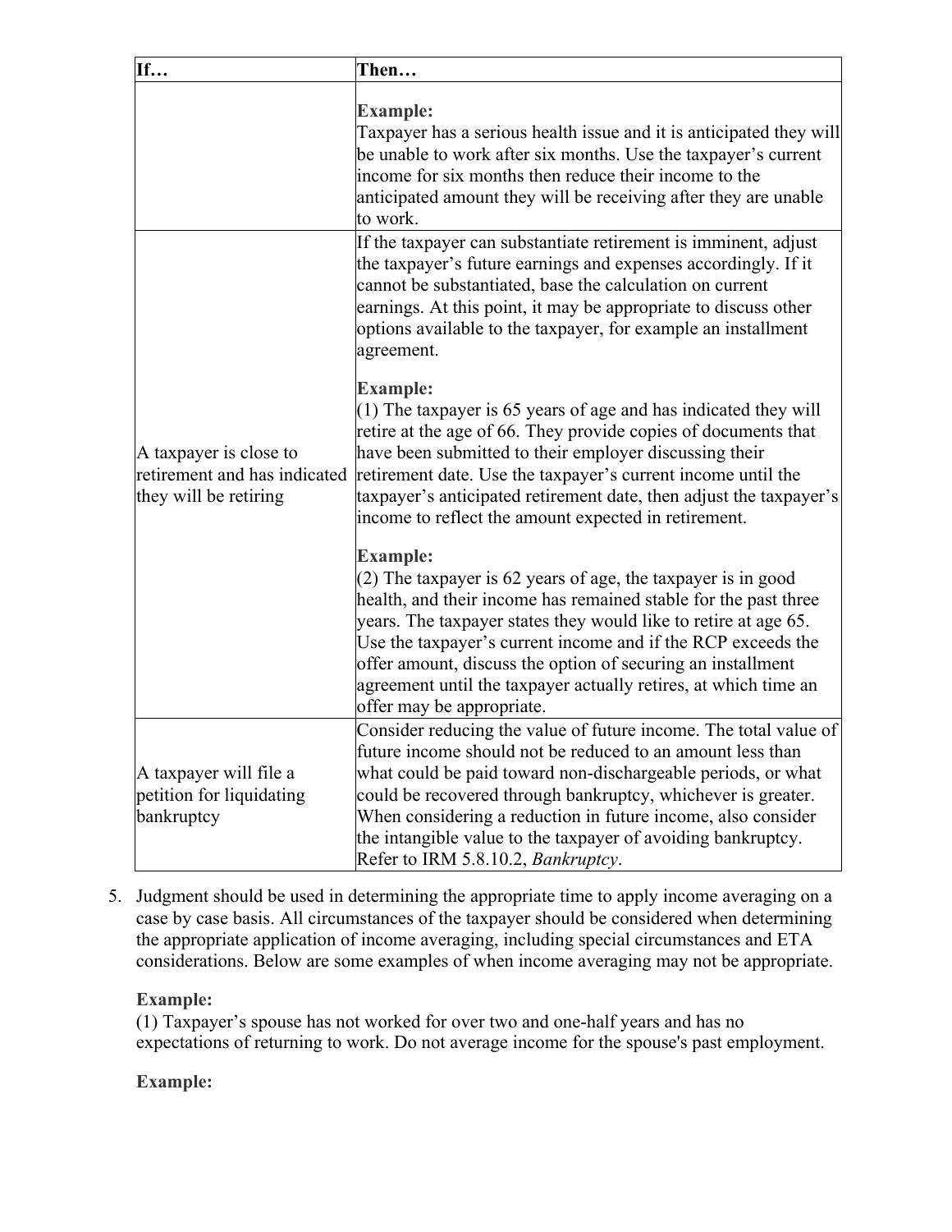| If… | Then… |
| --- | --- |
| | **Example:**<br>Taxpayer has a serious health issue and it is anticipated they will be unable to work after six months. Use the taxpayer's current income for six months then reduce their income to the anticipated amount they will be receiving after they are unable to work. |
| A taxpayer is close to retirement and has indicated they will be retiring | If the taxpayer can substantiate retirement is imminent, adjust the taxpayer's future earnings and expenses accordingly. If it cannot be substantiated, base the calculation on current earnings. At this point, it may be appropriate to discuss other options available to the taxpayer, for example an installment agreement.<br><br>**Example:**<br>(1) The taxpayer is 65 years of age and has indicated they will retire at the age of 66. They provide copies of documents that have been submitted to their employer discussing their retirement date. Use the taxpayer's current income until the taxpayer's anticipated retirement date, then adjust the taxpayer's income to reflect the amount expected in retirement.<br><br>**Example:**<br>(2) The taxpayer is 62 years of age, the taxpayer is in good health, and their income has remained stable for the past three years. The taxpayer states they would like to retire at age 65. Use the taxpayer's current income and if the RCP exceeds the offer amount, discuss the option of securing an installment agreement until the taxpayer actually retires, at which time an offer may be appropriate. |
| A taxpayer will file a petition for liquidating bankruptcy | Consider reducing the value of future income. The total value of future income should not be reduced to an amount less than what could be paid toward non-dischargeable periods, or what could be recovered through bankruptcy, whichever is greater. When considering a reduction in future income, also consider the intangible value to the taxpayer of avoiding bankruptcy. Refer to IRM 5.8.10.2, *Bankruptcy*. |

5. Judgment should be used in determining the appropriate time to apply income averaging on a case by case basis. All circumstances of the taxpayer should be considered when determining the appropriate application of income averaging, including special circumstances and ETA considerations. Below are some examples of when income averaging may not be appropriate.

   **Example:**
   (1) Taxpayer's spouse has not worked for over two and one-half years and has no expectations of returning to work. Do not average income for the spouse's past employment.

   **Example:**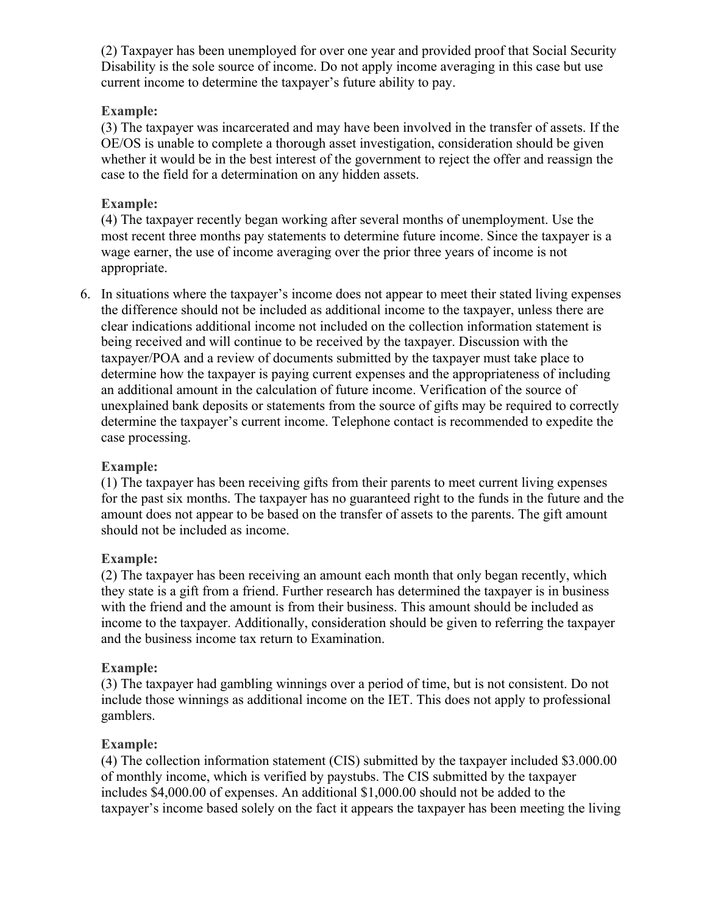(2) Taxpayer has been unemployed for over one year and provided proof that Social Security Disability is the sole source of income. Do not apply income averaging in this case but use current income to determine the taxpayer's future ability to pay.

**Example:**
(3) The taxpayer was incarcerated and may have been involved in the transfer of assets. If the OE/OS is unable to complete a thorough asset investigation, consideration should be given whether it would be in the best interest of the government to reject the offer and reassign the case to the field for a determination on any hidden assets.

**Example:**
(4) The taxpayer recently began working after several months of unemployment. Use the most recent three months pay statements to determine future income. Since the taxpayer is a wage earner, the use of income averaging over the prior three years of income is not appropriate.

6. In situations where the taxpayer's income does not appear to meet their stated living expenses the difference should not be included as additional income to the taxpayer, unless there are clear indications additional income not included on the collection information statement is being received and will continue to be received by the taxpayer. Discussion with the taxpayer/POA and a review of documents submitted by the taxpayer must take place to determine how the taxpayer is paying current expenses and the appropriateness of including an additional amount in the calculation of future income. Verification of the source of unexplained bank deposits or statements from the source of gifts may be required to correctly determine the taxpayer's current income. Telephone contact is recommended to expedite the case processing.

   **Example:**
   (1) The taxpayer has been receiving gifts from their parents to meet current living expenses for the past six months. The taxpayer has no guaranteed right to the funds in the future and the amount does not appear to be based on the transfer of assets to the parents. The gift amount should not be included as income.

   **Example:**
   (2) The taxpayer has been receiving an amount each month that only began recently, which they state is a gift from a friend. Further research has determined the taxpayer is in business with the friend and the amount is from their business. This amount should be included as income to the taxpayer. Additionally, consideration should be given to referring the taxpayer and the business income tax return to Examination.

   **Example:**
   (3) The taxpayer had gambling winnings over a period of time, but is not consistent. Do not include those winnings as additional income on the IET. This does not apply to professional gamblers.

   **Example:**
   (4) The collection information statement (CIS) submitted by the taxpayer included $3.000.00 of monthly income, which is verified by paystubs. The CIS submitted by the taxpayer includes $4,000.00 of expenses. An additional $1,000.00 should not be added to the taxpayer's income based solely on the fact it appears the taxpayer has been meeting the living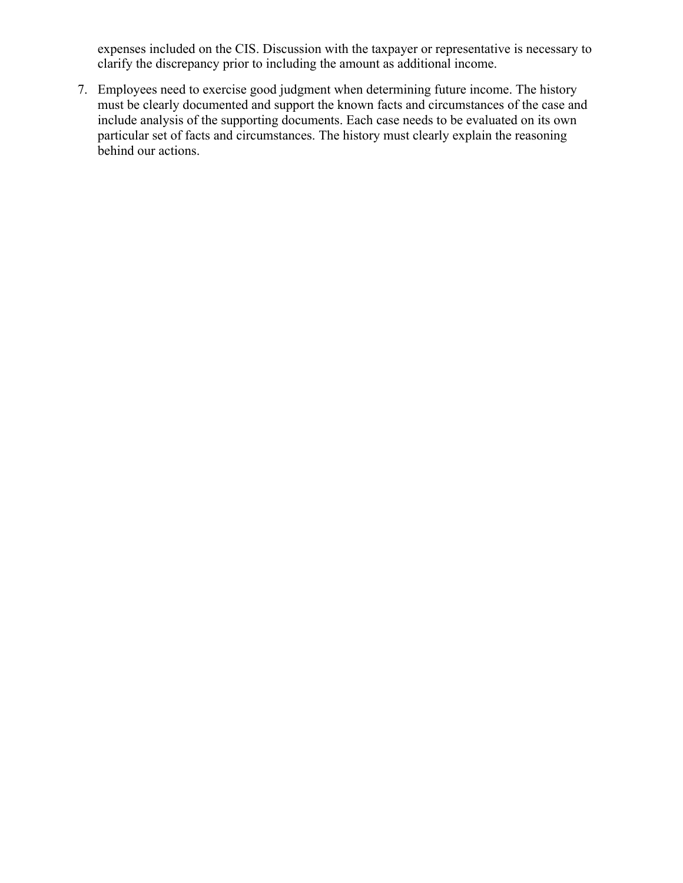expenses included on the CIS. Discussion with the taxpayer or representative is necessary to clarify the discrepancy prior to including the amount as additional income.

7. Employees need to exercise good judgment when determining future income. The history must be clearly documented and support the known facts and circumstances of the case and include analysis of the supporting documents. Each case needs to be evaluated on its own particular set of facts and circumstances. The history must clearly explain the reasoning behind our actions.